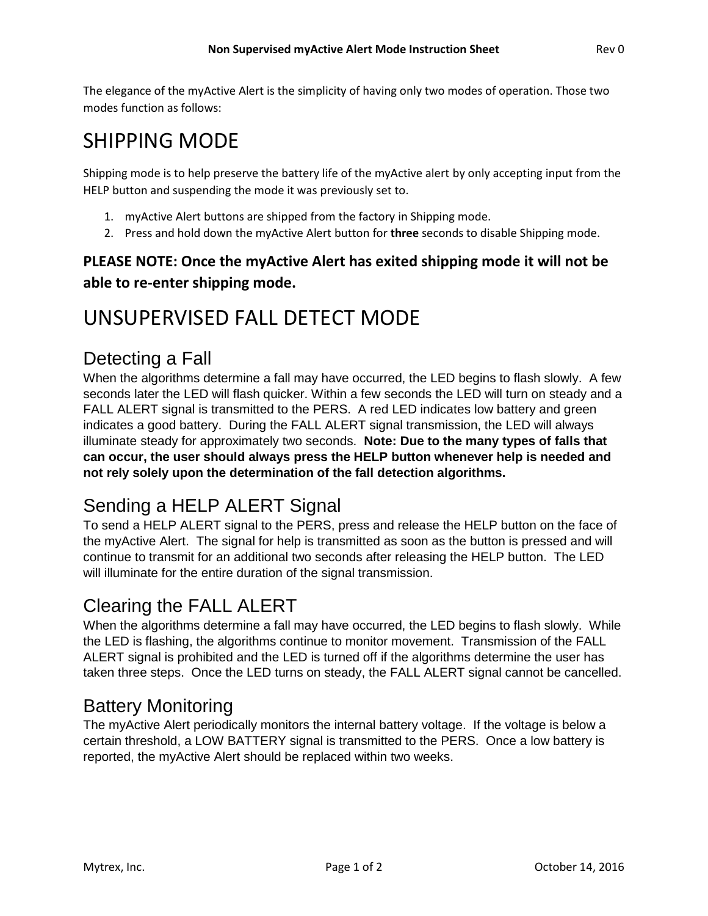# Non Supervised myActive Alert Mode Instruction Sheet

The elegance of the myActive Alert is the simplicity of having only two modes of operation. Those two modes function as follows:

## SHIPPING MODE

Shipping mode is to help preserve the battery life of the myActive alert by only accepting input from the HELP button and suspending the mode it was previously set to.

1. myActive Alert buttons are shipped from the factory in Shipping mode.
2. Press and hold down the myActive Alert button for **three** seconds to disable Shipping mode.

**PLEASE NOTE: Once the myActive Alert has exited shipping mode it will not be able to re-enter shipping mode.**

## UNSUPERVISED FALL DETECT MODE

### Detecting a Fall

When the algorithms determine a fall may have occurred, the LED begins to flash slowly. A few seconds later the LED will flash quicker. Within a few seconds the LED will turn on steady and a FALL ALERT signal is transmitted to the PERS. A red LED indicates low battery and green indicates a good battery. During the FALL ALERT signal transmission, the LED will always illuminate steady for approximately two seconds. **Note: Due to the many types of falls that can occur, the user should always press the HELP button whenever help is needed and not rely solely upon the determination of the fall detection algorithms.**

### Sending a HELP ALERT Signal

To send a HELP ALERT signal to the PERS, press and release the HELP button on the face of the myActive Alert. The signal for help is transmitted as soon as the button is pressed and will continue to transmit for an additional two seconds after releasing the HELP button. The LED will illuminate for the entire duration of the signal transmission.

### Clearing the FALL ALERT

When the algorithms determine a fall may have occurred, the LED begins to flash slowly. While the LED is flashing, the algorithms continue to monitor movement. Transmission of the FALL ALERT signal is prohibited and the LED is turned off if the algorithms determine the user has taken three steps. Once the LED turns on steady, the FALL ALERT signal cannot be cancelled.

### Battery Monitoring

The myActive Alert periodically monitors the internal battery voltage. If the voltage is below a certain threshold, a LOW BATTERY signal is transmitted to the PERS. Once a low battery is reported, the myActive Alert should be replaced within two weeks.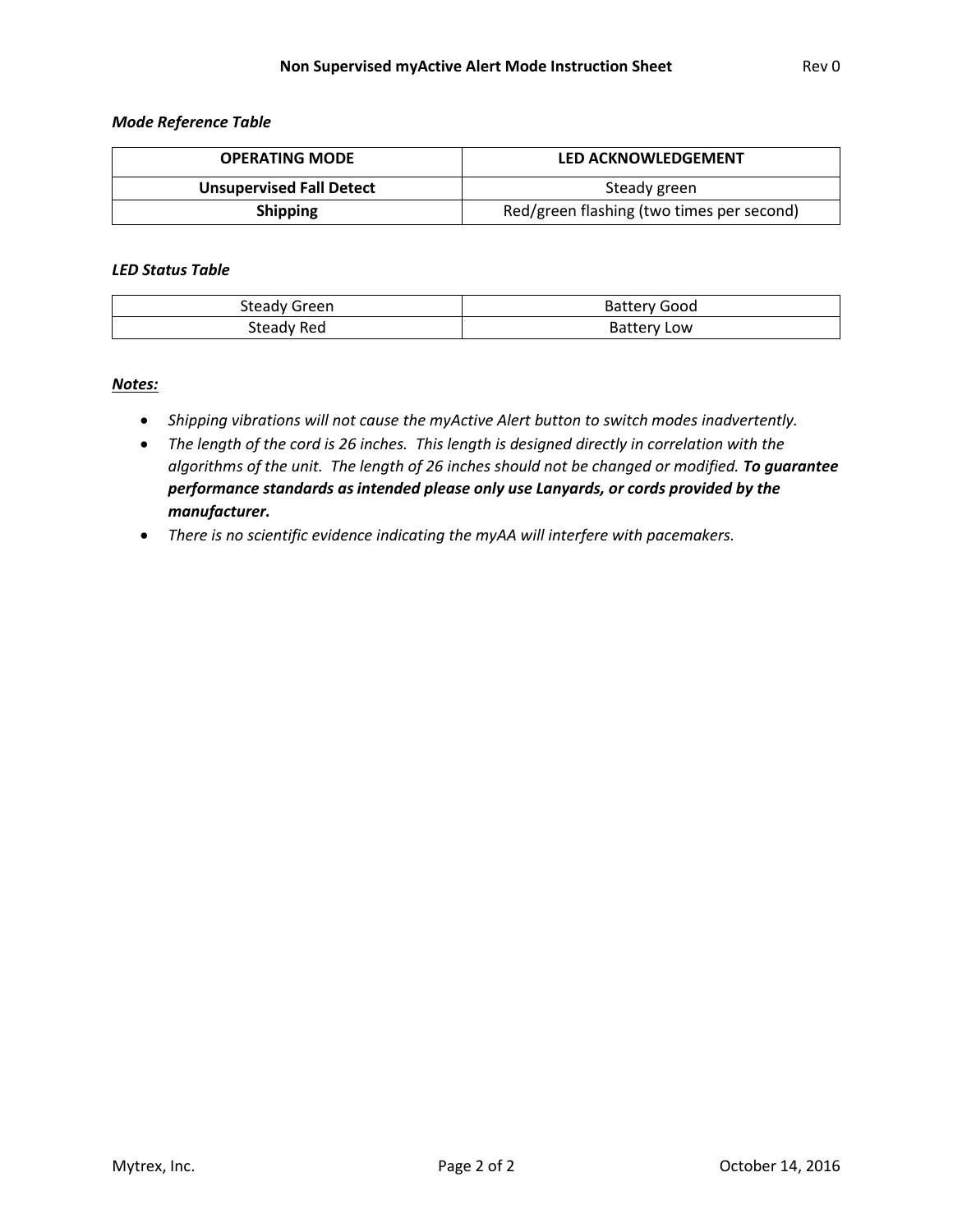***Mode Reference Table***

| OPERATING MODE | LED ACKNOWLEDGEMENT |
|---|---|
| **Unsupervised Fall Detect** | Steady green |
| **Shipping** | Red/green flashing (two times per second) |

***LED Status Table***

| | |
|---|---|
| Steady Green | Battery Good |
| Steady Red | Battery Low |

***<u>Notes:</u>***

- *Shipping vibrations will not cause the myActive Alert button to switch modes inadvertently.*
- *The length of the cord is 26 inches. This length is designed directly in correlation with the algorithms of the unit. The length of 26 inches should not be changed or modified.* ***To guarantee performance standards as intended please only use Lanyards, or cords provided by the manufacturer.***
- *There is no scientific evidence indicating the myAA will interfere with pacemakers.*